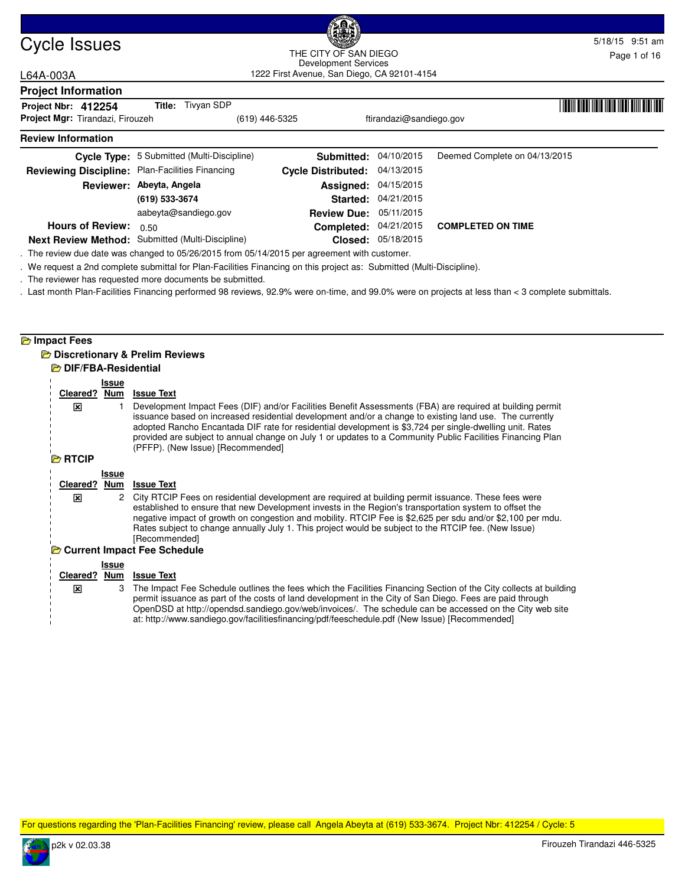# Cycle Issues

THE CITY OF SAN DIEGO
Development Services
1222 First Avenue, San Diego, CA 92101-4154

5/18/15 9:51 am

L64A-003A

## Project Information

**Project Nbr:** **412254** **Title:** Tivyan SDP
**Project Mgr:** Tirandazi, Firouzeh (619) 446-5325 ftirandazi@sandiego.gov

## Review Information

| | | | | |
|---|---|---|---|---|
| **Cycle Type:** | 5 Submitted (Multi-Discipline) | **Submitted:** | 04/10/2015 | Deemed Complete on 04/13/2015 |
| **Reviewing Discipline:** | Plan-Facilities Financing | **Cycle Distributed:** | 04/13/2015 | |
| **Reviewer:** | **Abeyta, Angela** | **Assigned:** | 04/15/2015 | |
| | **(619) 533-3674** | **Started:** | 04/21/2015 | |
| | aabeyta@sandiego.gov | **Review Due:** | 05/11/2015 | |
| **Hours of Review:** | 0.50 | **Completed:** | 04/21/2015 | **COMPLETED ON TIME** |
| **Next Review Method:** | Submitted (Multi-Discipline) | **Closed:** | 05/18/2015 | |

. The review due date was changed to 05/26/2015 from 05/14/2015 per agreement with customer.

. We request a 2nd complete submittal for Plan-Facilities Financing on this project as: Submitted (Multi-Discipline).

. The reviewer has requested more documents be submitted.

. Last month Plan-Facilities Financing performed 98 reviews, 92.9% were on-time, and 99.0% were on projects at less than < 3 complete submittals.

## Impact Fees

### Discretionary & Prelim Reviews

#### DIF/FBA-Residential

| Cleared? | Issue Num | Issue Text |
|---|---|---|
| ☒ | 1 | Development Impact Fees (DIF) and/or Facilities Benefit Assessments (FBA) are required at building permit issuance based on increased residential development and/or a change to existing land use. The currently adopted Rancho Encantada DIF rate for residential development is $3,724 per single-dwelling unit. Rates provided are subject to annual change on July 1 or updates to a Community Public Facilities Financing Plan (PFFP). (New Issue) [Recommended] |

#### RTCIP

| Cleared? | Issue Num | Issue Text |
|---|---|---|
| ☒ | 2 | City RTCIP Fees on residential development are required at building permit issuance. These fees were established to ensure that new Development invests in the Region's transportation system to offset the negative impact of growth on congestion and mobility. RTCIP Fee is $2,625 per sdu and/or $2,100 per mdu. Rates subject to change annually July 1. This project would be subject to the RTCIP fee. (New Issue) [Recommended] |

#### Current Impact Fee Schedule

| Cleared? | Issue Num | Issue Text |
|---|---|---|
| ☒ | 3 | The Impact Fee Schedule outlines the fees which the Facilities Financing Section of the City collects at building permit issuance as part of the costs of land development in the City of San Diego. Fees are paid through OpenDSD at http://opendsd.sandiego.gov/web/invoices/. The schedule can be accessed on the City web site at: http://www.sandiego.gov/facilitiesfinancing/pdf/feeschedule.pdf (New Issue) [Recommended] |

For questions regarding the 'Plan-Facilities Financing' review, please call Angela Abeyta at (619) 533-3674. Project Nbr: 412254 / Cycle: 5

p2k v 02.03.38 Firouzeh Tirandazi 446-5325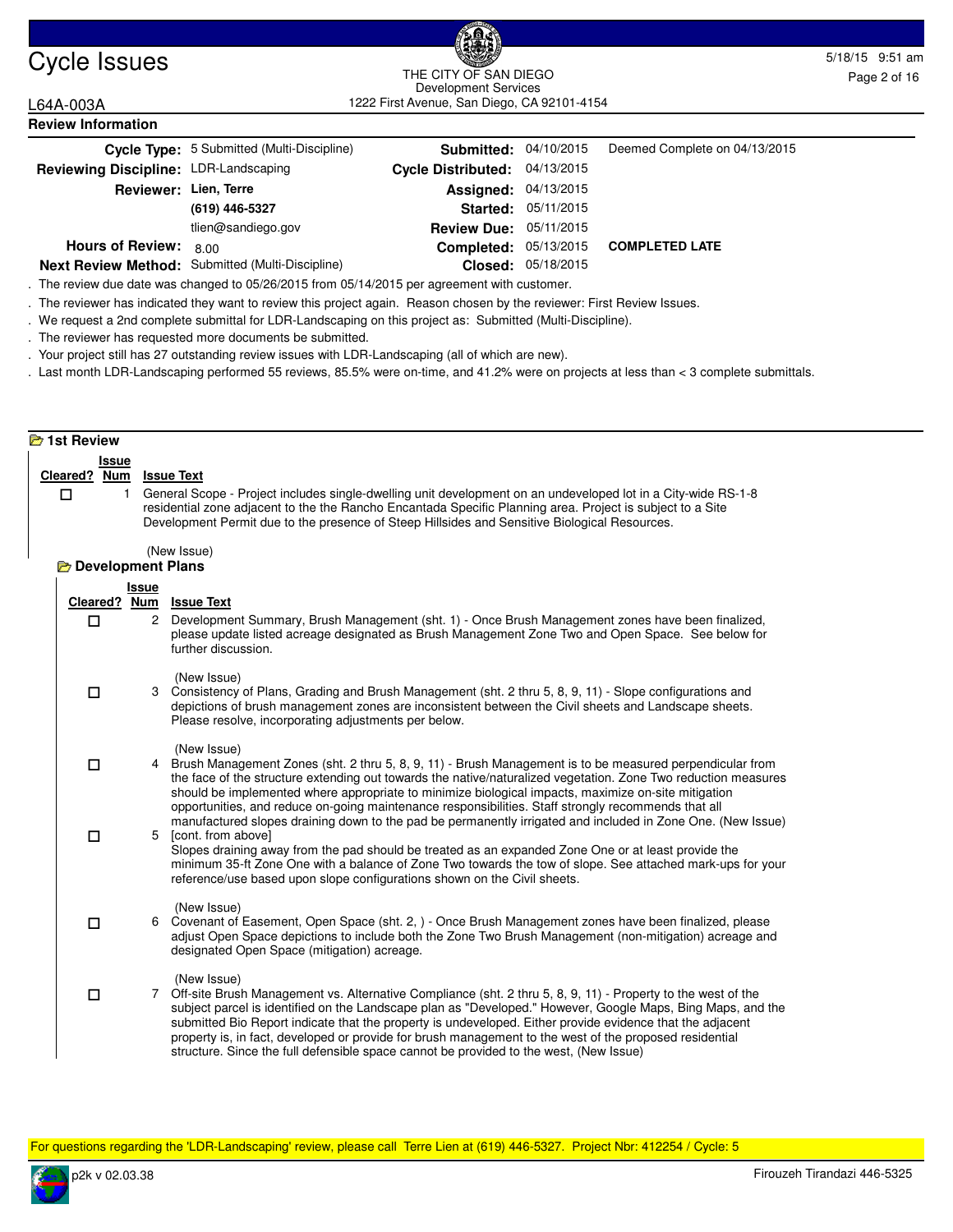# Cycle Issues

THE CITY OF SAN DIEGO
Development Services
1222 First Avenue, San Diego, CA 92101-4154

5/18/15 9:51 am

L64A-003A

## Review Information

| | | | | |
|---|---|---|---|---|
| **Cycle Type:** | 5 Submitted (Multi-Discipline) | **Submitted:** | 04/10/2015 | Deemed Complete on 04/13/2015 |
| **Reviewing Discipline:** | LDR-Landscaping | **Cycle Distributed:** | 04/13/2015 | |
| **Reviewer:** | **Lien, Terre** | **Assigned:** | 04/13/2015 | |
| | **(619) 446-5327** | **Started:** | 05/11/2015 | |
| | tlien@sandiego.gov | **Review Due:** | 05/11/2015 | |
| **Hours of Review:** | 8.00 | **Completed:** | 05/13/2015 | **COMPLETED LATE** |
| **Next Review Method:** | Submitted (Multi-Discipline) | **Closed:** | 05/18/2015 | |

. The review due date was changed to 05/26/2015 from 05/14/2015 per agreement with customer.

. The reviewer has indicated they want to review this project again. Reason chosen by the reviewer: First Review Issues.

. We request a 2nd complete submittal for LDR-Landscaping on this project as: Submitted (Multi-Discipline).

. The reviewer has requested more documents be submitted.

. Your project still has 27 outstanding review issues with LDR-Landscaping (all of which are new).

. Last month LDR-Landscaping performed 55 reviews, 85.5% were on-time, and 41.2% were on projects at less than < 3 complete submittals.

## 1st Review

| Cleared? | Issue Num | Issue Text |
|---|---|---|
| ☐ | 1 | General Scope - Project includes single-dwelling unit development on an undeveloped lot in a City-wide RS-1-8 residential zone adjacent to the the Rancho Encantada Specific Planning area. Project is subject to a Site Development Permit due to the presence of Steep Hillsides and Sensitive Biological Resources.<br><br>(New Issue) |

### Development Plans

| Cleared? | Issue Num | Issue Text |
|---|---|---|
| ☐ | 2 | Development Summary, Brush Management (sht. 1) - Once Brush Management zones have been finalized, please update listed acreage designated as Brush Management Zone Two and Open Space. See below for further discussion.<br><br>(New Issue) |
| ☐ | 3 | Consistency of Plans, Grading and Brush Management (sht. 2 thru 5, 8, 9, 11) - Slope configurations and depictions of brush management zones are inconsistent between the Civil sheets and Landscape sheets. Please resolve, incorporating adjustments per below.<br><br>(New Issue) |
| ☐ | 4 | Brush Management Zones (sht. 2 thru 5, 8, 9, 11) - Brush Management is to be measured perpendicular from the face of the structure extending out towards the native/naturalized vegetation. Zone Two reduction measures should be implemented where appropriate to minimize biological impacts, maximize on-site mitigation opportunities, and reduce on-going maintenance responsibilities. Staff strongly recommends that all manufactured slopes draining down to the pad be permanently irrigated and included in Zone One. (New Issue) |
| ☐ | 5 | [cont. from above]<br>Slopes draining away from the pad should be treated as an expanded Zone One or at least provide the minimum 35-ft Zone One with a balance of Zone Two towards the tow of slope. See attached mark-ups for your reference/use based upon slope configurations shown on the Civil sheets.<br><br>(New Issue) |
| ☐ | 6 | Covenant of Easement, Open Space (sht. 2, ) - Once Brush Management zones have been finalized, please adjust Open Space depictions to include both the Zone Two Brush Management (non-mitigation) acreage and designated Open Space (mitigation) acreage.<br><br>(New Issue) |
| ☐ | 7 | Off-site Brush Management vs. Alternative Compliance (sht. 2 thru 5, 8, 9, 11) - Property to the west of the subject parcel is identified on the Landscape plan as "Developed." However, Google Maps, Bing Maps, and the submitted Bio Report indicate that the property is undeveloped. Either provide evidence that the adjacent property is, in fact, developed or provide for brush management to the west of the proposed residential structure. Since the full defensible space cannot be provided to the west, (New Issue) |

For questions regarding the 'LDR-Landscaping' review, please call Terre Lien at (619) 446-5327. Project Nbr: 412254 / Cycle: 5

p2k v 02.03.38 Firouzeh Tirandazi 446-5325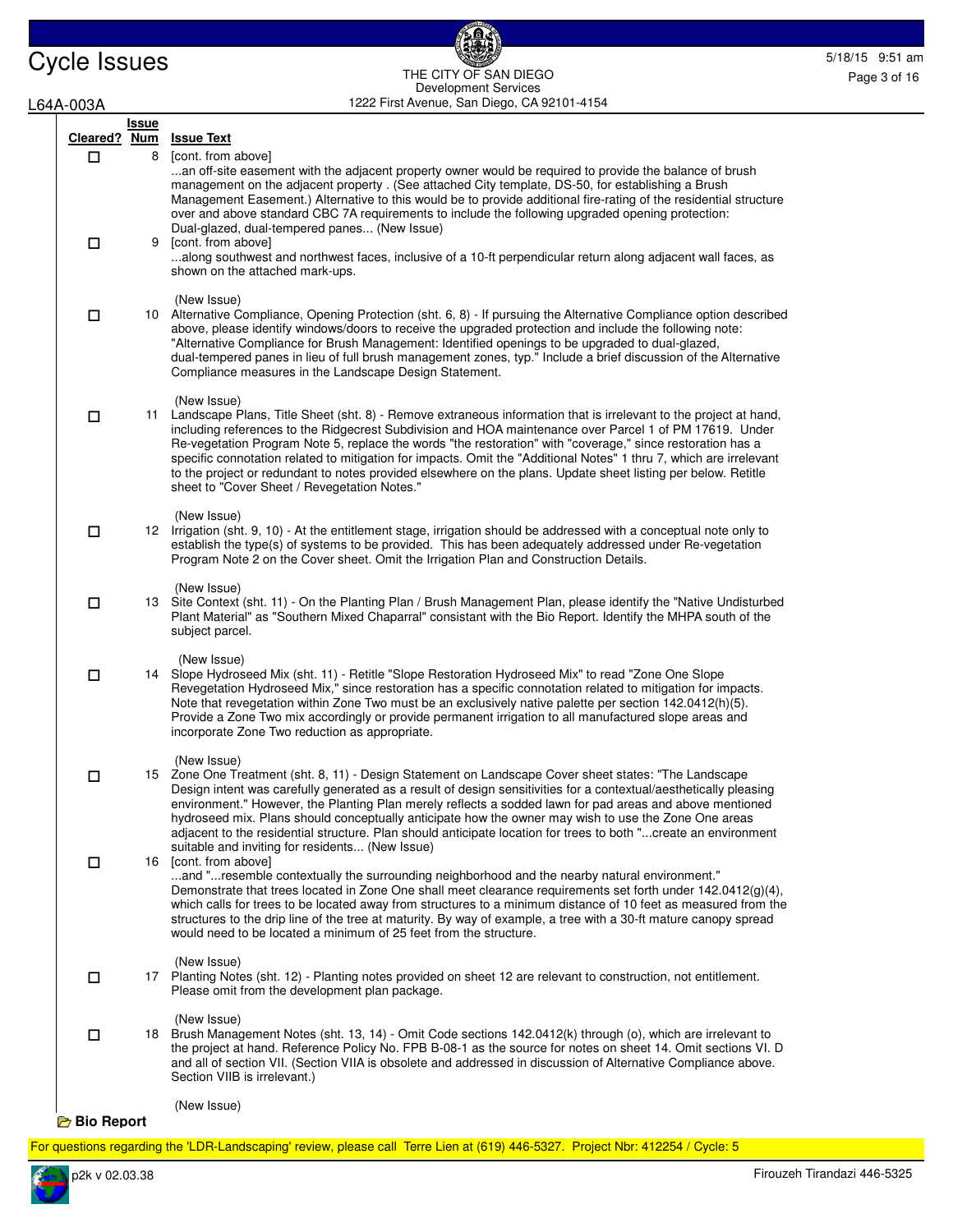| Cleared? | Issue Num | Issue Text |
|---|---|---|
| ☐ | 8 | [cont. from above] ...an off-site easement with the adjacent property owner would be required to provide the balance of brush management on the adjacent property . (See attached City template, DS-50, for establishing a Brush Management Easement.) Alternative to this would be to provide additional fire-rating of the residential structure over and above standard CBC 7A requirements to include the following upgraded opening protection: Dual-glazed, dual-tempered panes... (New Issue) |
| ☐ | 9 | [cont. from above] ...along southwest and northwest faces, inclusive of a 10-ft perpendicular return along adjacent wall faces, as shown on the attached mark-ups. (New Issue) |
| ☐ | 10 | Alternative Compliance, Opening Protection (sht. 6, 8) - If pursuing the Alternative Compliance option described above, please identify windows/doors to receive the upgraded protection and include the following note: "Alternative Compliance for Brush Management: Identified openings to be upgraded to dual-glazed, dual-tempered panes in lieu of full brush management zones, typ." Include a brief discussion of the Alternative Compliance measures in the Landscape Design Statement. (New Issue) |
| ☐ | 11 | Landscape Plans, Title Sheet (sht. 8) - Remove extraneous information that is irrelevant to the project at hand, including references to the Ridgecrest Subdivision and HOA maintenance over Parcel 1 of PM 17619. Under Re-vegetation Program Note 5, replace the words "the restoration" with "coverage," since restoration has a specific connotation related to mitigation for impacts. Omit the "Additional Notes" 1 thru 7, which are irrelevant to the project or redundant to notes provided elsewhere on the plans. Update sheet listing per below. Retitle sheet to "Cover Sheet / Revegetation Notes." (New Issue) |
| ☐ | 12 | Irrigation (sht. 9, 10) - At the entitlement stage, irrigation should be addressed with a conceptual note only to establish the type(s) of systems to be provided. This has been adequately addressed under Re-vegetation Program Note 2 on the Cover sheet. Omit the Irrigation Plan and Construction Details. (New Issue) |
| ☐ | 13 | Site Context (sht. 11) - On the Planting Plan / Brush Management Plan, please identify the "Native Undisturbed Plant Material" as "Southern Mixed Chaparral" consistant with the Bio Report. Identify the MHPA south of the subject parcel. (New Issue) |
| ☐ | 14 | Slope Hydroseed Mix (sht. 11) - Retitle "Slope Restoration Hydroseed Mix" to read "Zone One Slope Revegetation Hydroseed Mix," since restoration has a specific connotation related to mitigation for impacts. Note that revegetation within Zone Two must be an exclusively native palette per section 142.0412(h)(5). Provide a Zone Two mix accordingly or provide permanent irrigation to all manufactured slope areas and incorporate Zone Two reduction as appropriate. (New Issue) |
| ☐ | 15 | Zone One Treatment (sht. 8, 11) - Design Statement on Landscape Cover sheet states: "The Landscape Design intent was carefully generated as a result of design sensitivities for a contextual/aesthetically pleasing environment." However, the Planting Plan merely reflects a sodded lawn for pad areas and above mentioned hydroseed mix. Plans should conceptually anticipate how the owner may wish to use the Zone One areas adjacent to the residential structure. Plan should anticipate location for trees to both "...create an environment suitable and inviting for residents... (New Issue) |
| ☐ | 16 | [cont. from above] ...and "...resemble contextually the surrounding neighborhood and the nearby natural environment." Demonstrate that trees located in Zone One shall meet clearance requirements set forth under 142.0412(g)(4), which calls for trees to be located away from structures to a minimum distance of 10 feet as measured from the structures to the drip line of the tree at maturity. By way of example, a tree with a 30-ft mature canopy spread would need to be located a minimum of 25 feet from the structure. (New Issue) |
| ☐ | 17 | Planting Notes (sht. 12) - Planting notes provided on sheet 12 are relevant to construction, not entitlement. Please omit from the development plan package. (New Issue) |
| ☐ | 18 | Brush Management Notes (sht. 13, 14) - Omit Code sections 142.0412(k) through (o), which are irrelevant to the project at hand. Reference Policy No. FPB B-08-1 as the source for notes on sheet 14. Omit sections VI. D and all of section VII. (Section VIIA is obsolete and addressed in discussion of Alternative Compliance above. Section VIIB is irrelevant.) (New Issue) |

**Bio Report**

For questions regarding the 'LDR-Landscaping' review, please call Terre Lien at (619) 446-5327. Project Nbr: 412254 / Cycle: 5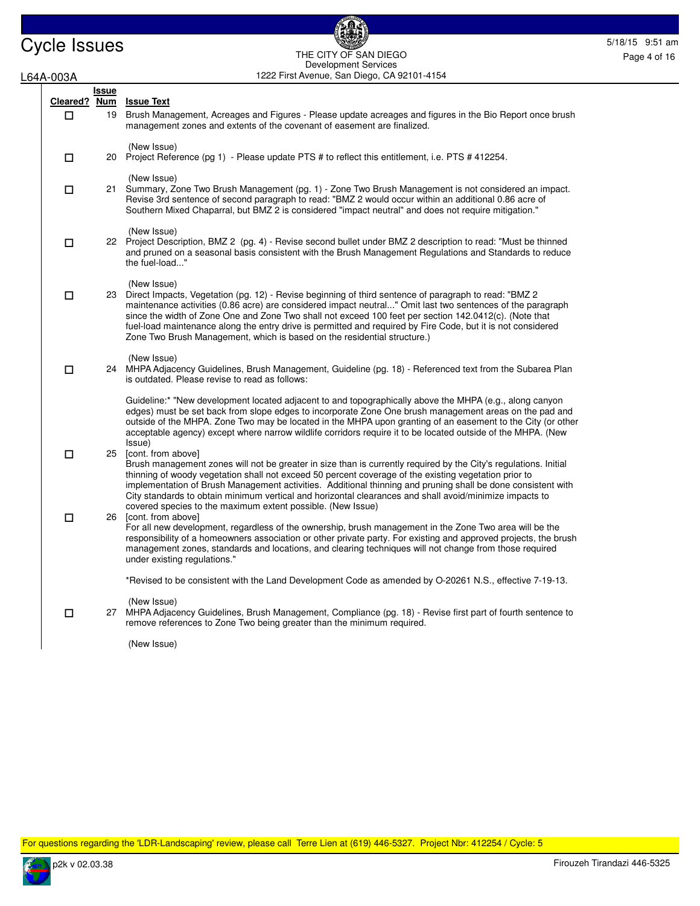| Cleared? | Issue Num | Issue Text |
|---|---|---|
| ☐ | 19 | Brush Management, Acreages and Figures - Please update acreages and figures in the Bio Report once brush management zones and extents of the covenant of easement are finalized.<br><br>(New Issue) |
| ☐ | 20 | Project Reference (pg 1) - Please update PTS # to reflect this entitlement, i.e. PTS # 412254.<br><br>(New Issue) |
| ☐ | 21 | Summary, Zone Two Brush Management (pg. 1) - Zone Two Brush Management is not considered an impact. Revise 3rd sentence of second paragraph to read: "BMZ 2 would occur within an additional 0.86 acre of Southern Mixed Chaparral, but BMZ 2 is considered "impact neutral" and does not require mitigation."<br><br>(New Issue) |
| ☐ | 22 | Project Description, BMZ 2 (pg. 4) - Revise second bullet under BMZ 2 description to read: "Must be thinned and pruned on a seasonal basis consistent with the Brush Management Regulations and Standards to reduce the fuel-load..."<br><br>(New Issue) |
| ☐ | 23 | Direct Impacts, Vegetation (pg. 12) - Revise beginning of third sentence of paragraph to read: "BMZ 2 maintenance activities (0.86 acre) are considered impact neutral..." Omit last two sentences of the paragraph since the width of Zone One and Zone Two shall not exceed 100 feet per section 142.0412(c). (Note that fuel-load maintenance along the entry drive is permitted and required by Fire Code, but it is not considered Zone Two Brush Management, which is based on the residential structure.)<br><br>(New Issue) |
| ☐ | 24 | MHPA Adjacency Guidelines, Brush Management, Guideline (pg. 18) - Referenced text from the Subarea Plan is outdated. Please revise to read as follows:<br><br>Guideline:* "New development located adjacent to and topographically above the MHPA (e.g., along canyon edges) must be set back from slope edges to incorporate Zone One brush management areas on the pad and outside of the MHPA. Zone Two may be located in the MHPA upon granting of an easement to the City (or other acceptable agency) except where narrow wildlife corridors require it to be located outside of the MHPA. (New Issue) |
| ☐ | 25 | [cont. from above]<br>Brush management zones will not be greater in size than is currently required by the City's regulations. Initial thinning of woody vegetation shall not exceed 50 percent coverage of the existing vegetation prior to implementation of Brush Management activities. Additional thinning and pruning shall be done consistent with City standards to obtain minimum vertical and horizontal clearances and shall avoid/minimize impacts to covered species to the maximum extent possible. (New Issue) |
| ☐ | 26 | [cont. from above]<br>For all new development, regardless of the ownership, brush management in the Zone Two area will be the responsibility of a homeowners association or other private party. For existing and approved projects, the brush management zones, standards and locations, and clearing techniques will not change from those required under existing regulations."<br><br>*Revised to be consistent with the Land Development Code as amended by O-20261 N.S., effective 7-19-13.<br><br>(New Issue) |
| ☐ | 27 | MHPA Adjacency Guidelines, Brush Management, Compliance (pg. 18) - Revise first part of fourth sentence to remove references to Zone Two being greater than the minimum required.<br><br>(New Issue) |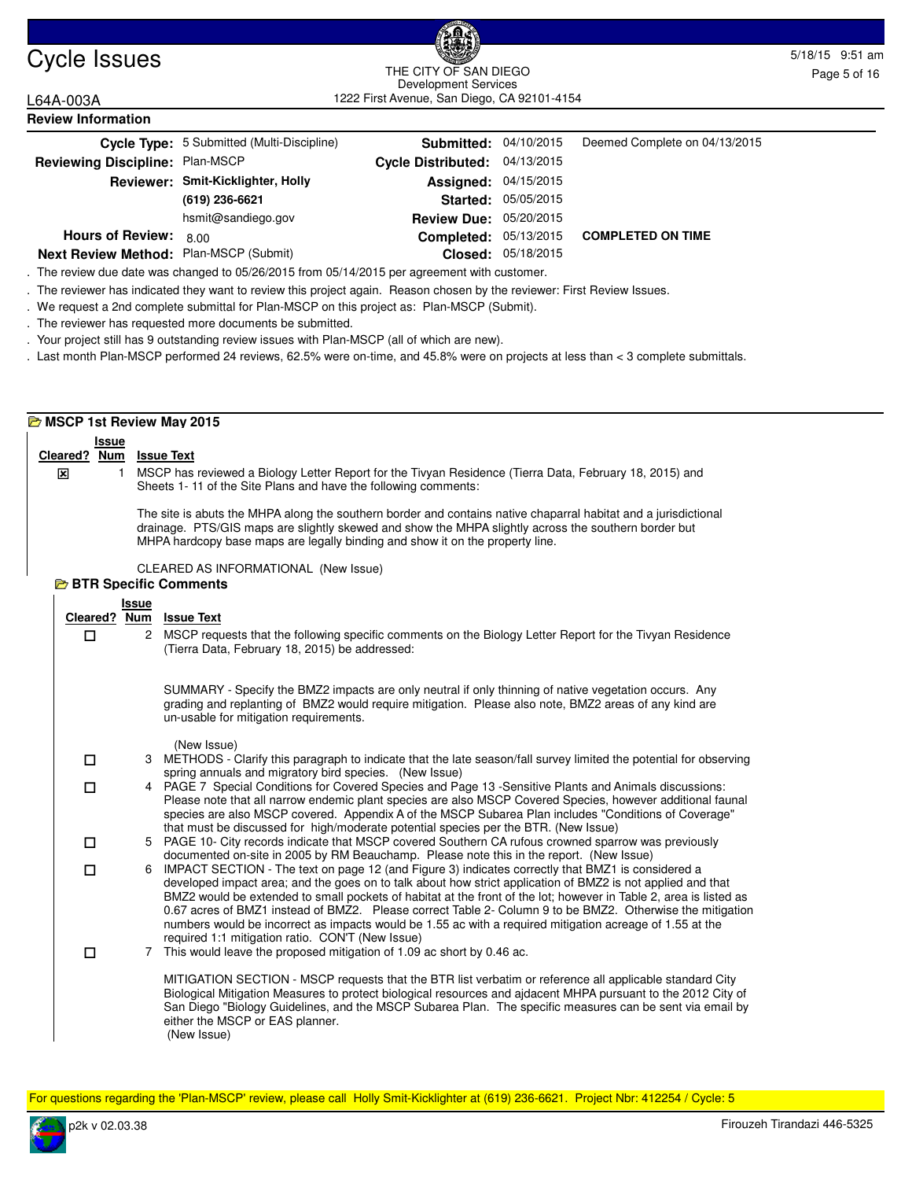# Cycle Issues

THE CITY OF SAN DIEGO
Development Services
1222 First Avenue, San Diego, CA 92101-4154

L64A-003A

## Review Information

| | | | | |
|---|---|---|---|---|
| **Cycle Type:** | 5 Submitted (Multi-Discipline) | **Submitted:** | 04/10/2015 | Deemed Complete on 04/13/2015 |
| **Reviewing Discipline:** | Plan-MSCP | **Cycle Distributed:** | 04/13/2015 | |
| **Reviewer:** | **Smit-Kicklighter, Holly** | **Assigned:** | 04/15/2015 | |
| | **(619) 236-6621** | **Started:** | 05/05/2015 | |
| | hsmit@sandiego.gov | **Review Due:** | 05/20/2015 | |
| **Hours of Review:** | 8.00 | **Completed:** | 05/13/2015 | **COMPLETED ON TIME** |
| **Next Review Method:** | Plan-MSCP (Submit) | **Closed:** | 05/18/2015 | |

. The review due date was changed to 05/26/2015 from 05/14/2015 per agreement with customer.

. The reviewer has indicated they want to review this project again. Reason chosen by the reviewer: First Review Issues.

. We request a 2nd complete submittal for Plan-MSCP on this project as: Plan-MSCP (Submit).

. The reviewer has requested more documents be submitted.

. Your project still has 9 outstanding review issues with Plan-MSCP (all of which are new).

. Last month Plan-MSCP performed 24 reviews, 62.5% were on-time, and 45.8% were on projects at less than < 3 complete submittals.

## MSCP 1st Review May 2015

| Cleared? | Issue Num | Issue Text |
|---|---|---|
| ☒ | 1 | MSCP has reviewed a Biology Letter Report for the Tivyan Residence (Tierra Data, February 18, 2015) and Sheets 1- 11 of the Site Plans and have the following comments:<br><br>The site is abuts the MHPA along the southern border and contains native chaparral habitat and a jurisdictional drainage. PTS/GIS maps are slightly skewed and show the MHPA slightly across the southern border but MHPA hardcopy base maps are legally binding and show it on the property line.<br><br>CLEARED AS INFORMATIONAL (New Issue) |

### BTR Specific Comments

| Cleared? | Issue Num | Issue Text |
|---|---|---|
| ☐ | 2 | MSCP requests that the following specific comments on the Biology Letter Report for the Tivyan Residence (Tierra Data, February 18, 2015) be addressed:<br><br>SUMMARY - Specify the BMZ2 impacts are only neutral if only thinning of native vegetation occurs. Any grading and replanting of BMZ2 would require mitigation. Please also note, BMZ2 areas of any kind are un-usable for mitigation requirements.<br><br>(New Issue) |
| ☐ | 3 | METHODS - Clarify this paragraph to indicate that the late season/fall survey limited the potential for observing spring annuals and migratory bird species. (New Issue) |
| ☐ | 4 | PAGE 7 Special Conditions for Covered Species and Page 13 -Sensitive Plants and Animals discussions: Please note that all narrow endemic plant species are also MSCP Covered Species, however additional faunal species are also MSCP covered. Appendix A of the MSCP Subarea Plan includes "Conditions of Coverage" that must be discussed for high/moderate potential species per the BTR. (New Issue) |
| ☐ | 5 | PAGE 10- City records indicate that MSCP covered Southern CA rufous crowned sparrow was previously documented on-site in 2005 by RM Beauchamp. Please note this in the report. (New Issue) |
| ☐ | 6 | IMPACT SECTION - The text on page 12 (and Figure 3) indicates correctly that BMZ1 is considered a developed impact area; and the goes on to talk about how strict application of BMZ2 is not applied and that BMZ2 would be extended to small pockets of habitat at the front of the lot; however in Table 2, area is listed as 0.67 acres of BMZ1 instead of BMZ2. Please correct Table 2- Column 9 to be BMZ2. Otherwise the mitigation numbers would be incorrect as impacts would be 1.55 ac with a required mitigation acreage of 1.55 at the required 1:1 mitigation ratio. CON'T (New Issue) |
| ☐ | 7 | This would leave the proposed mitigation of 1.09 ac short by 0.46 ac.<br><br>MITIGATION SECTION - MSCP requests that the BTR list verbatim or reference all applicable standard City Biological Mitigation Measures to protect biological resources and ajdacent MHPA pursuant to the 2012 City of San Diego "Biology Guidelines, and the MSCP Subarea Plan. The specific measures can be sent via email by either the MSCP or EAS planner.<br>(New Issue) |

For questions regarding the 'Plan-MSCP' review, please call Holly Smit-Kicklighter at (619) 236-6621. Project Nbr: 412254 / Cycle: 5

Firouzeh Tirandazi 446-5325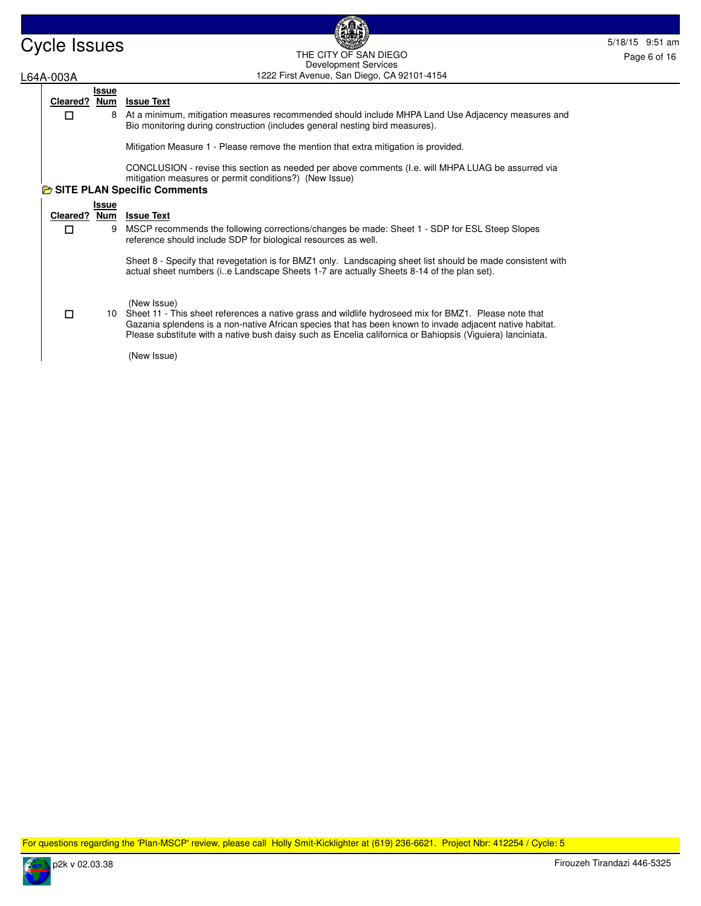| Cleared? | Issue Num | Issue Text |
|---|---|---|
| ☐ | 8 | At a minimum, mitigation measures recommended should include MHPA Land Use Adjacency measures and Bio monitoring during construction (includes general nesting bird measures).<br><br>Mitigation Measure 1 - Please remove the mention that extra mitigation is provided.<br><br>CONCLUSION - revise this section as needed per above comments (I.e. will MHPA LUAG be assurred via mitigation measures or permit conditions?) (New Issue) |

### SITE PLAN Specific Comments

| Cleared? | Issue Num | Issue Text |
|---|---|---|
| ☐ | 9 | MSCP recommends the following corrections/changes be made: Sheet 1 - SDP for ESL Steep Slopes reference should include SDP for biological resources as well.<br><br>Sheet 8 - Specify that revegetation is for BMZ1 only. Landscaping sheet list should be made consistent with actual sheet numbers (i..e Landscape Sheets 1-7 are actually Sheets 8-14 of the plan set).<br><br>(New Issue) |
| ☐ | 10 | Sheet 11 - This sheet references a native grass and wildlife hydroseed mix for BMZ1. Please note that Gazania splendens is a non-native African species that has been known to invade adjacent native habitat. Please substitute with a native bush daisy such as Encelia californica or Bahiopsis (Viguiera) lanciniata.<br><br>(New Issue) |

For questions regarding the 'Plan-MSCP' review, please call Holly Smit-Kicklighter at (619) 236-6621. Project Nbr: 412254 / Cycle: 5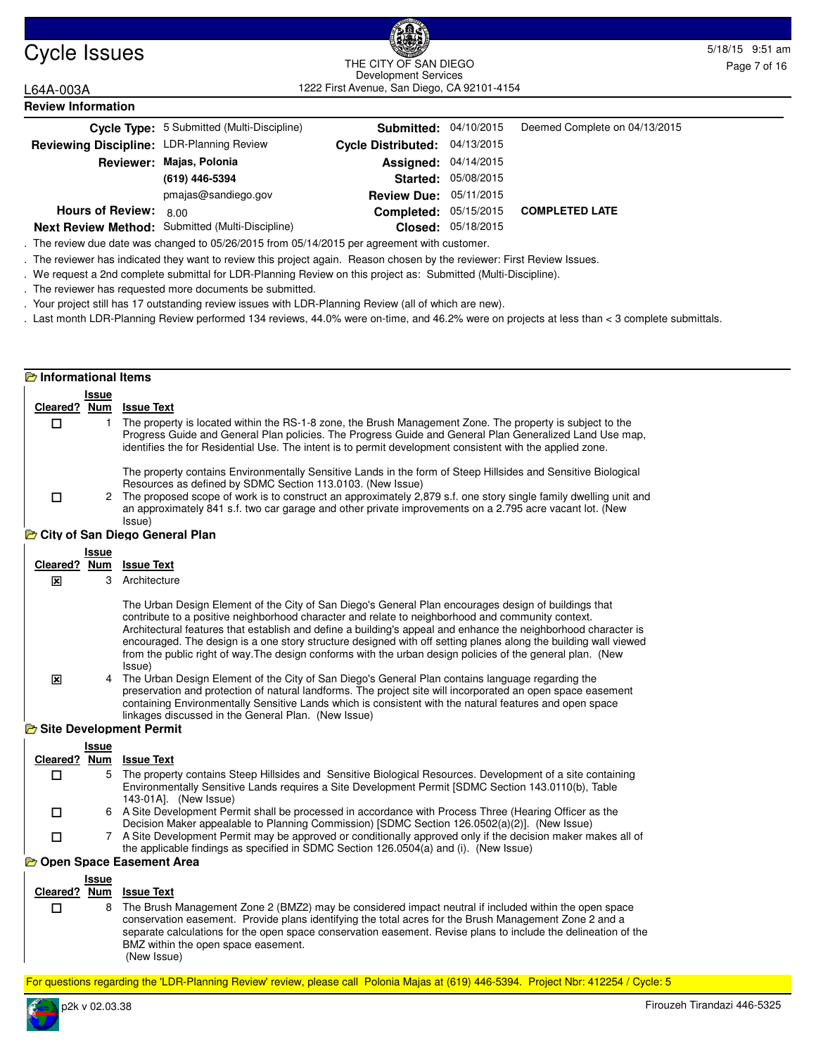# Cycle Issues

THE CITY OF SAN DIEGO
Development Services
1222 First Avenue, San Diego, CA 92101-4154

5/18/15 9:51 am

L64A-003A

## Review Information

| | | | | |
|---|---|---|---|---|
| **Cycle Type:** | 5 Submitted (Multi-Discipline) | **Submitted:** | 04/10/2015 | Deemed Complete on 04/13/2015 |
| **Reviewing Discipline:** | LDR-Planning Review | **Cycle Distributed:** | 04/13/2015 | |
| **Reviewer:** | **Majas, Polonia** | **Assigned:** | 04/14/2015 | |
| | **(619) 446-5394** | **Started:** | 05/08/2015 | |
| | pmajas@sandiego.gov | **Review Due:** | 05/11/2015 | |
| **Hours of Review:** | 8.00 | **Completed:** | 05/15/2015 | **COMPLETED LATE** |
| **Next Review Method:** | Submitted (Multi-Discipline) | **Closed:** | 05/18/2015 | |

. The review due date was changed to 05/26/2015 from 05/14/2015 per agreement with customer.

. The reviewer has indicated they want to review this project again. Reason chosen by the reviewer: First Review Issues.

. We request a 2nd complete submittal for LDR-Planning Review on this project as: Submitted (Multi-Discipline).

. The reviewer has requested more documents be submitted.

. Your project still has 17 outstanding review issues with LDR-Planning Review (all of which are new).

. Last month LDR-Planning Review performed 134 reviews, 44.0% were on-time, and 46.2% were on projects at less than < 3 complete submittals.

### Informational Items

| Cleared? | Issue Num | Issue Text |
|---|---|---|
| ☐ | 1 | The property is located within the RS-1-8 zone, the Brush Management Zone. The property is subject to the Progress Guide and General Plan policies. The Progress Guide and General Plan Generalized Land Use map, identifies the for Residential Use. The intent is to permit development consistent with the applied zone.<br><br>The property contains Environmentally Sensitive Lands in the form of Steep Hillsides and Sensitive Biological Resources as defined by SDMC Section 113.0103. (New Issue) |
| ☐ | 2 | The proposed scope of work is to construct an approximately 2,879 s.f. one story single family dwelling unit and an approximately 841 s.f. two car garage and other private improvements on a 2.795 acre vacant lot. (New Issue) |

### City of San Diego General Plan

| Cleared? | Issue Num | Issue Text |
|---|---|---|
| ☒ | 3 | Architecture<br><br>The Urban Design Element of the City of San Diego's General Plan encourages design of buildings that contribute to a positive neighborhood character and relate to neighborhood and community context. Architectural features that establish and define a building's appeal and enhance the neighborhood character is encouraged. The design is a one story structure designed with off setting planes along the building wall viewed from the public right of way.The design conforms with the urban design policies of the general plan. (New Issue) |
| ☒ | 4 | The Urban Design Element of the City of San Diego's General Plan contains language regarding the preservation and protection of natural landforms. The project site will incorporated an open space easement containing Environmentally Sensitive Lands which is consistent with the natural features and open space linkages discussed in the General Plan. (New Issue) |

### Site Development Permit

| Cleared? | Issue Num | Issue Text |
|---|---|---|
| ☐ | 5 | The property contains Steep Hillsides and Sensitive Biological Resources. Development of a site containing Environmentally Sensitive Lands requires a Site Development Permit [SDMC Section 143.0110(b), Table 143-01A]. (New Issue) |
| ☐ | 6 | A Site Development Permit shall be processed in accordance with Process Three (Hearing Officer as the Decision Maker appealable to Planning Commission) [SDMC Section 126.0502(a)(2)]. (New Issue) |
| ☐ | 7 | A Site Development Permit may be approved or conditionally approved only if the decision maker makes all of the applicable findings as specified in SDMC Section 126.0504(a) and (i). (New Issue) |

### Open Space Easement Area

| Cleared? | Issue Num | Issue Text |
|---|---|---|
| ☐ | 8 | The Brush Management Zone 2 (BMZ2) may be considered impact neutral if included within the open space conservation easement. Provide plans identifying the total acres for the Brush Management Zone 2 and a separate calculations for the open space conservation easement. Revise plans to include the delineation of the BMZ within the open space easement. (New Issue) |

For questions regarding the 'LDR-Planning Review' review, please call Polonia Majas at (619) 446-5394. Project Nbr: 412254 / Cycle: 5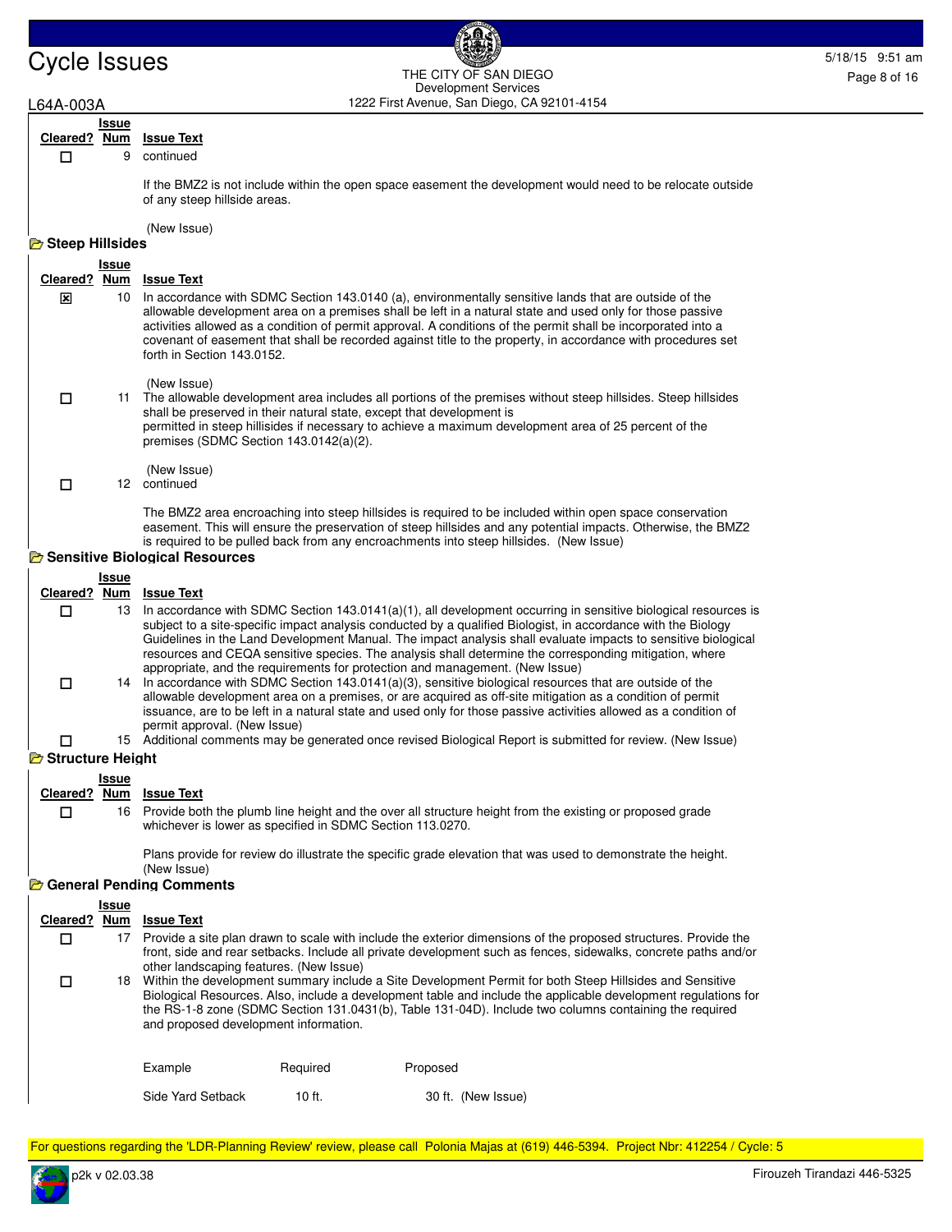| Cleared? | Issue Num | Issue Text |
|---|---|---|
| ☐ | 9 | continued<br><br>If the BMZ2 is not include within the open space easement the development would need to be relocate outside of any steep hillside areas.<br><br>(New Issue) |

### Steep Hillsides

| Cleared? | Issue Num | Issue Text |
|---|---|---|
| ☒ | 10 | In accordance with SDMC Section 143.0140 (a), environmentally sensitive lands that are outside of the allowable development area on a premises shall be left in a natural state and used only for those passive activities allowed as a condition of permit approval. A conditions of the permit shall be incorporated into a covenant of easement that shall be recorded against title to the property, in accordance with procedures set forth in Section 143.0152.<br><br>(New Issue) |
| ☐ | 11 | The allowable development area includes all portions of the premises without steep hillsides. Steep hillsides shall be preserved in their natural state, except that development is permitted in steep hillsides if necessary to achieve a maximum development area of 25 percent of the premises (SDMC Section 143.0142(a)(2).<br><br>(New Issue) |
| ☐ | 12 | continued<br><br>The BMZ2 area encroaching into steep hillsides is required to be included within open space conservation easement. This will ensure the preservation of steep hillsides and any potential impacts. Otherwise, the BMZ2 is required to be pulled back from any encroachments into steep hillsides. (New Issue) |

### Sensitive Biological Resources

| Cleared? | Issue Num | Issue Text |
|---|---|---|
| ☐ | 13 | In accordance with SDMC Section 143.0141(a)(1), all development occurring in sensitive biological resources is subject to a site-specific impact analysis conducted by a qualified Biologist, in accordance with the Biology Guidelines in the Land Development Manual. The impact analysis shall evaluate impacts to sensitive biological resources and CEQA sensitive species. The analysis shall determine the corresponding mitigation, where appropriate, and the requirements for protection and management. (New Issue) |
| ☐ | 14 | In accordance with SDMC Section 143.0141(a)(3), sensitive biological resources that are outside of the allowable development area on a premises, or are acquired as off-site mitigation as a condition of permit issuance, are to be left in a natural state and used only for those passive activities allowed as a condition of permit approval. (New Issue) |
| ☐ | 15 | Additional comments may be generated once revised Biological Report is submitted for review. (New Issue) |

### Structure Height

| Cleared? | Issue Num | Issue Text |
|---|---|---|
| ☐ | 16 | Provide both the plumb line height and the over all structure height from the existing or proposed grade whichever is lower as specified in SDMC Section 113.0270.<br><br>Plans provide for review do illustrate the specific grade elevation that was used to demonstrate the height. (New Issue) |

### General Pending Comments

| Cleared? | Issue Num | Issue Text |
|---|---|---|
| ☐ | 17 | Provide a site plan drawn to scale with include the exterior dimensions of the proposed structures. Provide the front, side and rear setbacks. Include all private development such as fences, sidewalks, concrete paths and/or other landscaping features. (New Issue) |
| ☐ | 18 | Within the development summary include a Site Development Permit for both Steep Hillsides and Sensitive Biological Resources. Also, include a development table and include the applicable development regulations for the RS-1-8 zone (SDMC Section 131.0431(b), Table 131-04D). Include two columns containing the required and proposed development information. |

| Example | Required | Proposed |
|---|---|---|
| Side Yard Setback | 10 ft. | 30 ft. (New Issue) |

For questions regarding the 'LDR-Planning Review' review, please call Polonia Majas at (619) 446-5394. Project Nbr: 412254 / Cycle: 5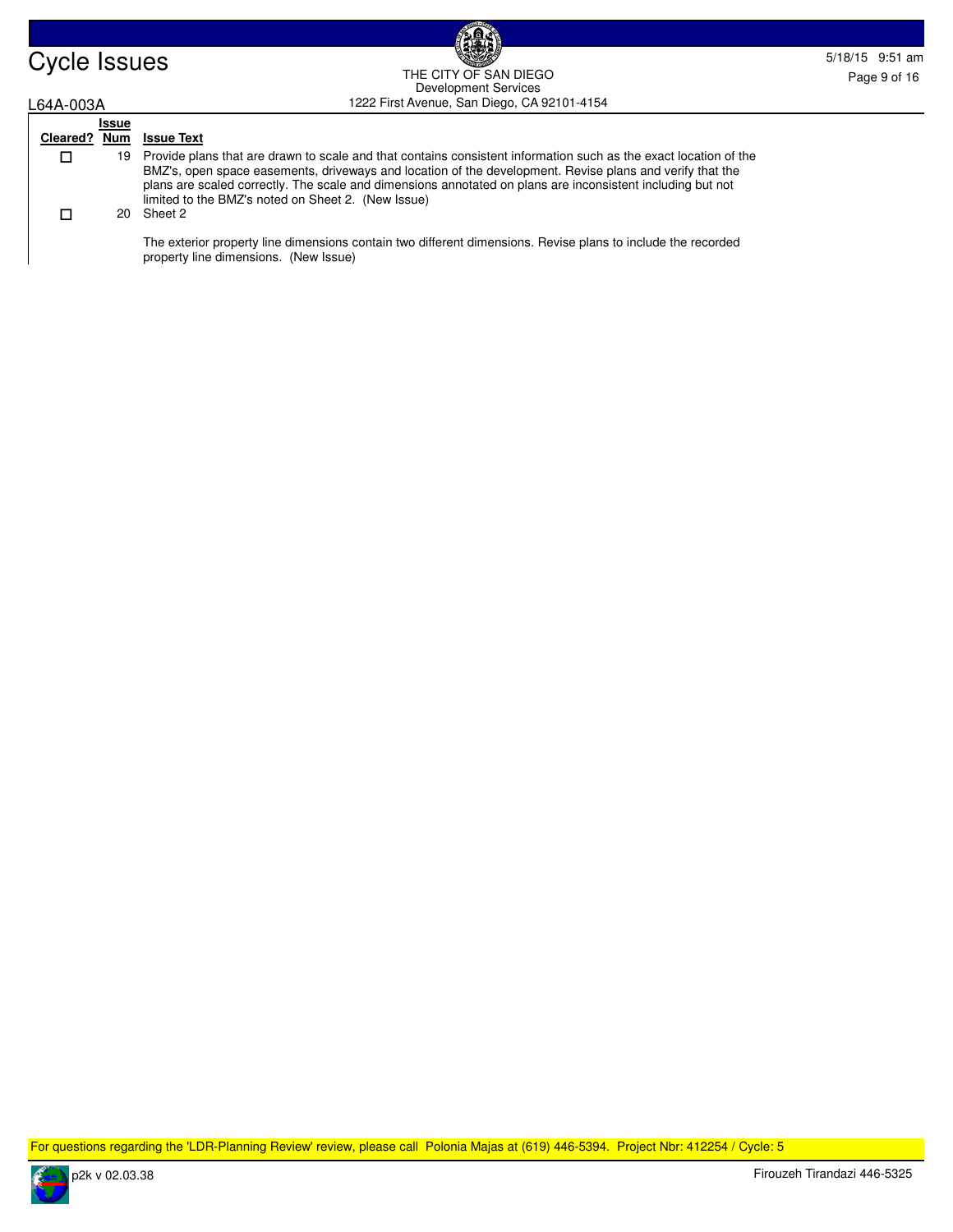| Cleared? | Issue Num | Issue Text |
|---|---|---|
| ☐ | 19 | Provide plans that are drawn to scale and that contains consistent information such as the exact location of the BMZ's, open space easements, driveways and location of the development. Revise plans and verify that the plans are scaled correctly. The scale and dimensions annotated on plans are inconsistent including but not limited to the BMZ's noted on Sheet 2. (New Issue) |
| ☐ | 20 | Sheet 2<br><br>The exterior property line dimensions contain two different dimensions. Revise plans to include the recorded property line dimensions. (New Issue) |

For questions regarding the 'LDR-Planning Review' review, please call Polonia Majas at (619) 446-5394. Project Nbr: 412254 / Cycle: 5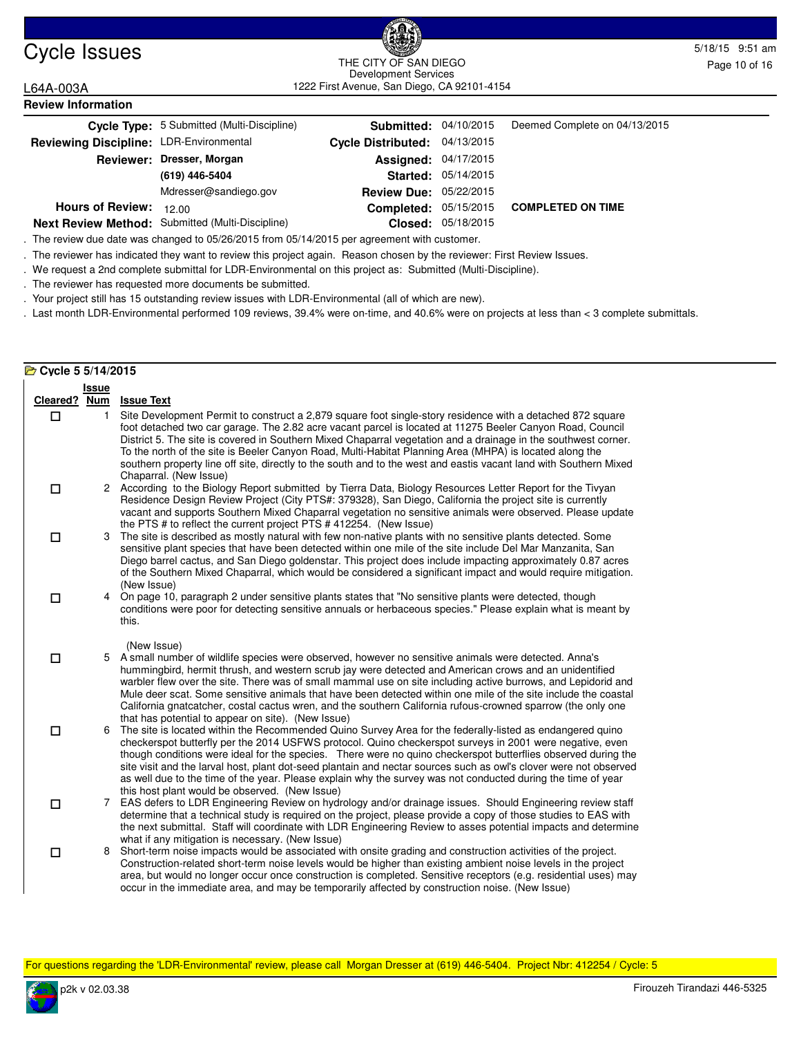# Cycle Issues

THE CITY OF SAN DIEGO
Development Services
1222 First Avenue, San Diego, CA 92101-4154

5/18/15 9:51 am

L64A-003A

## Review Information

| | | | | |
|---|---|---|---|---|
| **Cycle Type:** | 5 Submitted (Multi-Discipline) | **Submitted:** | 04/10/2015 | Deemed Complete on 04/13/2015 |
| **Reviewing Discipline:** | LDR-Environmental | **Cycle Distributed:** | 04/13/2015 | |
| **Reviewer:** | **Dresser, Morgan** | **Assigned:** | 04/17/2015 | |
| | **(619) 446-5404** | **Started:** | 05/14/2015 | |
| | Mdresser@sandiego.gov | **Review Due:** | 05/22/2015 | |
| **Hours of Review:** | 12.00 | **Completed:** | 05/15/2015 | **COMPLETED ON TIME** |
| **Next Review Method:** | Submitted (Multi-Discipline) | **Closed:** | 05/18/2015 | |

. The review due date was changed to 05/26/2015 from 05/14/2015 per agreement with customer.

. The reviewer has indicated they want to review this project again. Reason chosen by the reviewer: First Review Issues.

. We request a 2nd complete submittal for LDR-Environmental on this project as: Submitted (Multi-Discipline).

. The reviewer has requested more documents be submitted.

. Your project still has 15 outstanding review issues with LDR-Environmental (all of which are new).

. Last month LDR-Environmental performed 109 reviews, 39.4% were on-time, and 40.6% were on projects at less than < 3 complete submittals.

## Cycle 5 5/14/2015

| Cleared? | Issue Num | Issue Text |
|---|---|---|
| ☐ | 1 | Site Development Permit to construct a 2,879 square foot single-story residence with a detached 872 square foot detached two car garage. The 2.82 acre vacant parcel is located at 11275 Beeler Canyon Road, Council District 5. The site is covered in Southern Mixed Chaparral vegetation and a drainage in the southwest corner. To the north of the site is Beeler Canyon Road, Multi-Habitat Planning Area (MHPA) is located along the southern property line off site, directly to the south and to the west and eastis vacant land with Southern Mixed Chaparral. (New Issue) |
| ☐ | 2 | According to the Biology Report submitted by Tierra Data, Biology Resources Letter Report for the Tivyan Residence Design Review Project (City PTS#: 379328), San Diego, California the project site is currently vacant and supports Southern Mixed Chaparral vegetation no sensitive animals were observed. Please update the PTS # to reflect the current project PTS # 412254. (New Issue) |
| ☐ | 3 | The site is described as mostly natural with few non-native plants with no sensitive plants detected. Some sensitive plant species that have been detected within one mile of the site include Del Mar Manzanita, San Diego barrel cactus, and San Diego goldenstar. This project does include impacting approximately 0.87 acres of the Southern Mixed Chaparral, which would be considered a significant impact and would require mitigation. (New Issue) |
| ☐ | 4 | On page 10, paragraph 2 under sensitive plants states that "No sensitive plants were detected, though conditions were poor for detecting sensitive annuals or herbaceous species." Please explain what is meant by this. (New Issue) |
| ☐ | 5 | A small number of wildlife species were observed, however no sensitive animals were detected. Anna's hummingbird, hermit thrush, and western scrub jay were detected and American crows and an unidentified warbler flew over the site. There was of small mammal use on site including active burrows, and Lepidorid and Mule deer scat. Some sensitive animals that have been detected within one mile of the site include the coastal California gnatcatcher, costal cactus wren, and the southern California rufous-crowned sparrow (the only one that has potential to appear on site). (New Issue) |
| ☐ | 6 | The site is located within the Recommended Quino Survey Area for the federally-listed as endangered quino checkerspot butterfly per the 2014 USFWS protocol. Quino checkerspot surveys in 2001 were negative, even though conditions were ideal for the species. There were no quino checkerspot butterflies observed during the site visit and the larval host, plant dot-seed plantain and nectar sources such as owl's clover were not observed as well due to the time of the year. Please explain why the survey was not conducted during the time of year this host plant would be observed. (New Issue) |
| ☐ | 7 | EAS defers to LDR Engineering Review on hydrology and/or drainage issues. Should Engineering review staff determine that a technical study is required on the project, please provide a copy of those studies to EAS with the next submittal. Staff will coordinate with LDR Engineering Review to asses potential impacts and determine what if any mitigation is necessary. (New Issue) |
| ☐ | 8 | Short-term noise impacts would be associated with onsite grading and construction activities of the project. Construction-related short-term noise levels would be higher than existing ambient noise levels in the project area, but would no longer occur once construction is completed. Sensitive receptors (e.g. residential uses) may occur in the immediate area, and may be temporarily affected by construction noise. (New Issue) |

For questions regarding the 'LDR-Environmental' review, please call Morgan Dresser at (619) 446-5404. Project Nbr: 412254 / Cycle: 5

p2k v 02.03.38

Firouzeh Tirandazi 446-5325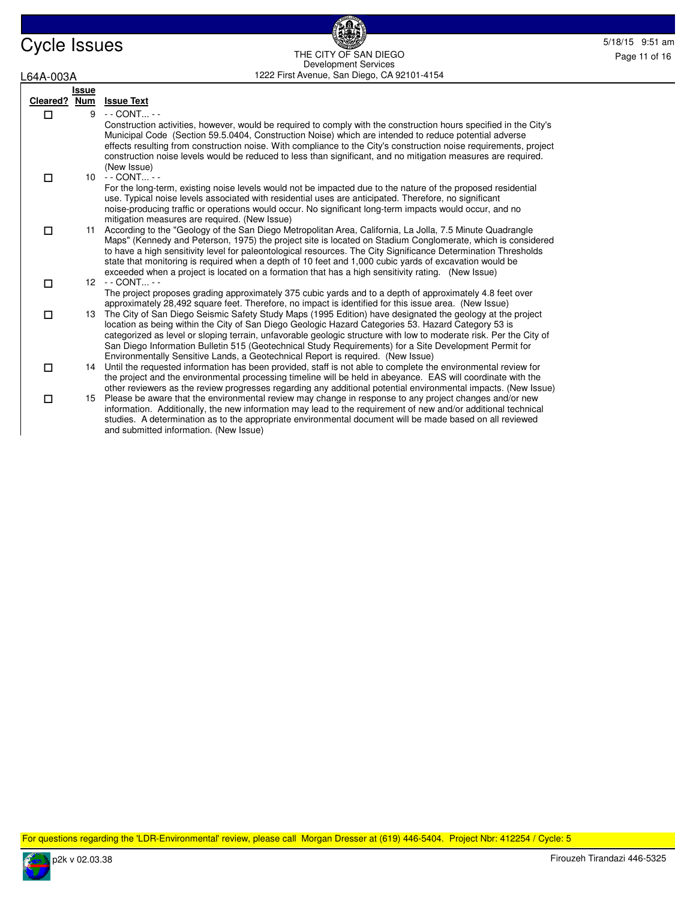| Cleared? | Issue Num | Issue Text |
|---|---|---|
| ☐ | 9 | - - CONT... - -<br>Construction activities, however, would be required to comply with the construction hours specified in the City's Municipal Code (Section 59.5.0404, Construction Noise) which are intended to reduce potential adverse effects resulting from construction noise. With compliance to the City's construction noise requirements, project construction noise levels would be reduced to less than significant, and no mitigation measures are required. (New Issue) |
| ☐ | 10 | - - CONT... - -<br>For the long-term, existing noise levels would not be impacted due to the nature of the proposed residential use. Typical noise levels associated with residential uses are anticipated. Therefore, no significant noise-producing traffic or operations would occur. No significant long-term impacts would occur, and no mitigation measures are required. (New Issue) |
| ☐ | 11 | According to the "Geology of the San Diego Metropolitan Area, California, La Jolla, 7.5 Minute Quadrangle Maps" (Kennedy and Peterson, 1975) the project site is located on Stadium Conglomerate, which is considered to have a high sensitivity level for paleontological resources. The City Significance Determination Thresholds state that monitoring is required when a depth of 10 feet and 1,000 cubic yards of excavation would be exceeded when a project is located on a formation that has a high sensitivity rating. (New Issue) |
| ☐ | 12 | - - CONT... - -<br>The project proposes grading approximately 375 cubic yards and to a depth of approximately 4.8 feet over approximately 28,492 square feet. Therefore, no impact is identified for this issue area. (New Issue) |
| ☐ | 13 | The City of San Diego Seismic Safety Study Maps (1995 Edition) have designated the geology at the project location as being within the City of San Diego Geologic Hazard Categories 53. Hazard Category 53 is categorized as level or sloping terrain, unfavorable geologic structure with low to moderate risk. Per the City of San Diego Information Bulletin 515 (Geotechnical Study Requirements) for a Site Development Permit for Environmentally Sensitive Lands, a Geotechnical Report is required. (New Issue) |
| ☐ | 14 | Until the requested information has been provided, staff is not able to complete the environmental review for the project and the environmental processing timeline will be held in abeyance. EAS will coordinate with the other reviewers as the review progresses regarding any additional potential environmental impacts. (New Issue) |
| ☐ | 15 | Please be aware that the environmental review may change in response to any project changes and/or new information. Additionally, the new information may lead to the requirement of new and/or additional technical studies. A determination as to the appropriate environmental document will be made based on all reviewed and submitted information. (New Issue) |

For questions regarding the 'LDR-Environmental' review, please call Morgan Dresser at (619) 446-5404. Project Nbr: 412254 / Cycle: 5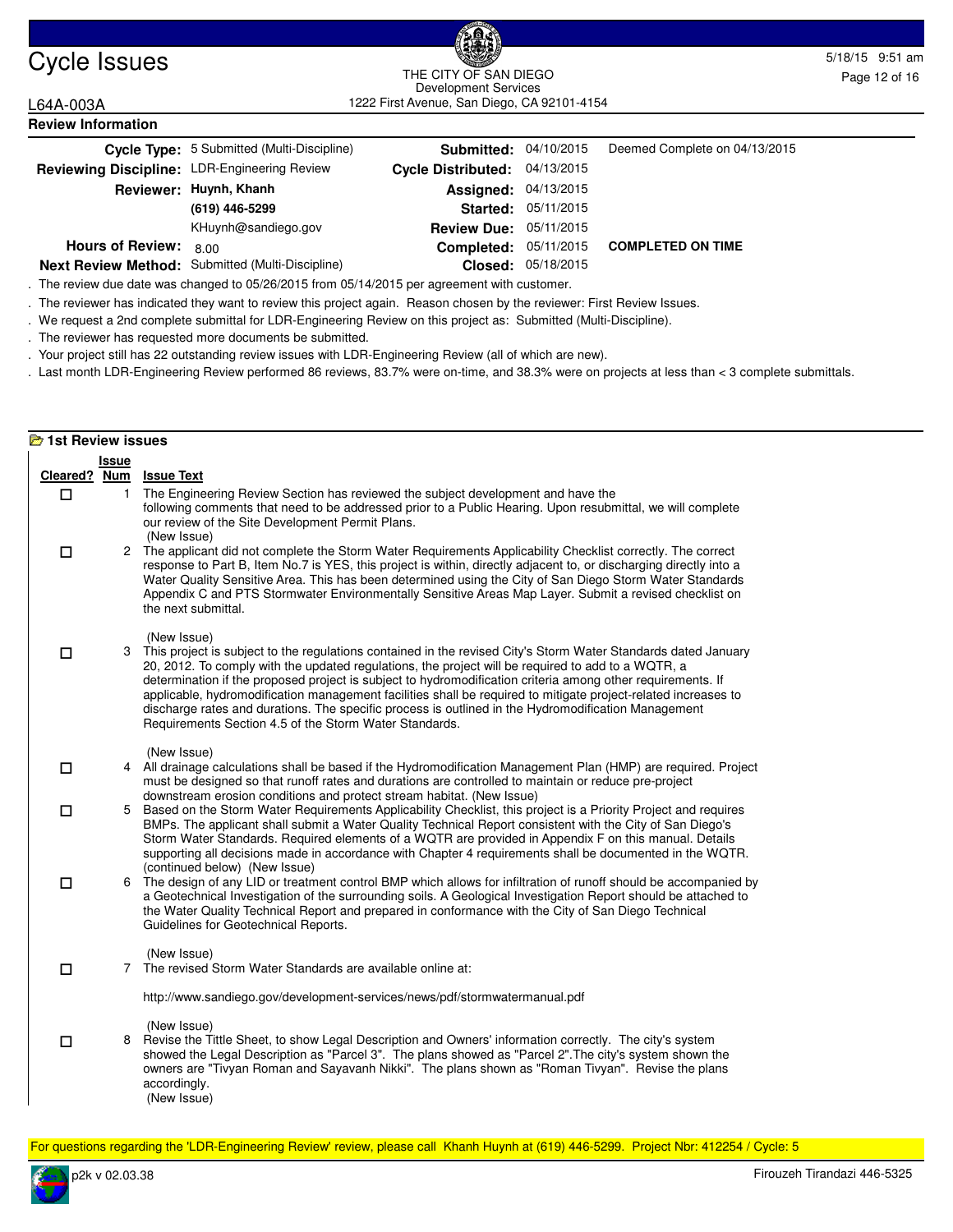# Cycle Issues

THE CITY OF SAN DIEGO
Development Services
1222 First Avenue, San Diego, CA 92101-4154

L64A-003A

## Review Information

| | | | | |
|---|---|---|---|---|
| **Cycle Type:** | 5 Submitted (Multi-Discipline) | **Submitted:** | 04/10/2015 | Deemed Complete on 04/13/2015 |
| **Reviewing Discipline:** | LDR-Engineering Review | **Cycle Distributed:** | 04/13/2015 | |
| **Reviewer:** | **Huynh, Khanh** | **Assigned:** | 04/13/2015 | |
| | **(619) 446-5299** | **Started:** | 05/11/2015 | |
| | KHuynh@sandiego.gov | **Review Due:** | 05/11/2015 | |
| **Hours of Review:** | 8.00 | **Completed:** | 05/11/2015 | **COMPLETED ON TIME** |
| **Next Review Method:** | Submitted (Multi-Discipline) | **Closed:** | 05/18/2015 | |

. The review due date was changed to 05/26/2015 from 05/14/2015 per agreement with customer.

. The reviewer has indicated they want to review this project again. Reason chosen by the reviewer: First Review Issues.

. We request a 2nd complete submittal for LDR-Engineering Review on this project as: Submitted (Multi-Discipline).

. The reviewer has requested more documents be submitted.

. Your project still has 22 outstanding review issues with LDR-Engineering Review (all of which are new).

. Last month LDR-Engineering Review performed 86 reviews, 83.7% were on-time, and 38.3% were on projects at less than < 3 complete submittals.

## 1st Review issues

| Cleared? | Issue Num | Issue Text |
|---|---|---|
| ☐ | 1 | The Engineering Review Section has reviewed the subject development and have the following comments that need to be addressed prior to a Public Hearing. Upon resubmittal, we will complete our review of the Site Development Permit Plans. (New Issue) |
| ☐ | 2 | The applicant did not complete the Storm Water Requirements Applicability Checklist correctly. The correct response to Part B, Item No.7 is YES, this project is within, directly adjacent to, or discharging directly into a Water Quality Sensitive Area. This has been determined using the City of San Diego Storm Water Standards Appendix C and PTS Stormwater Environmentally Sensitive Areas Map Layer. Submit a revised checklist on the next submittal. (New Issue) |
| ☐ | 3 | This project is subject to the regulations contained in the revised City's Storm Water Standards dated January 20, 2012. To comply with the updated regulations, the project will be required to add to a WQTR, a determination if the proposed project is subject to hydromodification criteria among other requirements. If applicable, hydromodification management facilities shall be required to mitigate project-related increases to discharge rates and durations. The specific process is outlined in the Hydromodification Management Requirements Section 4.5 of the Storm Water Standards. (New Issue) |
| ☐ | 4 | All drainage calculations shall be based if the Hydromodification Management Plan (HMP) are required. Project must be designed so that runoff rates and durations are controlled to maintain or reduce pre-project downstream erosion conditions and protect stream habitat. (New Issue) |
| ☐ | 5 | Based on the Storm Water Requirements Applicability Checklist, this project is a Priority Project and requires BMPs. The applicant shall submit a Water Quality Technical Report consistent with the City of San Diego's Storm Water Standards. Required elements of a WQTR are provided in Appendix F on this manual. Details supporting all decisions made in accordance with Chapter 4 requirements shall be documented in the WQTR. (continued below) (New Issue) |
| ☐ | 6 | The design of any LID or treatment control BMP which allows for infiltration of runoff should be accompanied by a Geotechnical Investigation of the surrounding soils. A Geological Investigation Report should be attached to the Water Quality Technical Report and prepared in conformance with the City of San Diego Technical Guidelines for Geotechnical Reports. (New Issue) |
| ☐ | 7 | The revised Storm Water Standards are available online at: http://www.sandiego.gov/development-services/news/pdf/stormwatermanual.pdf (New Issue) |
| ☐ | 8 | Revise the Tittle Sheet, to show Legal Description and Owners' information correctly. The city's system showed the Legal Description as "Parcel 3". The plans showed as "Parcel 2".The city's system shown the owners are "Tivyan Roman and Sayavanh Nikki". The plans shown as "Roman Tivyan". Revise the plans accordingly. (New Issue) |

For questions regarding the 'LDR-Engineering Review' review, please call Khanh Huynh at (619) 446-5299. Project Nbr: 412254 / Cycle: 5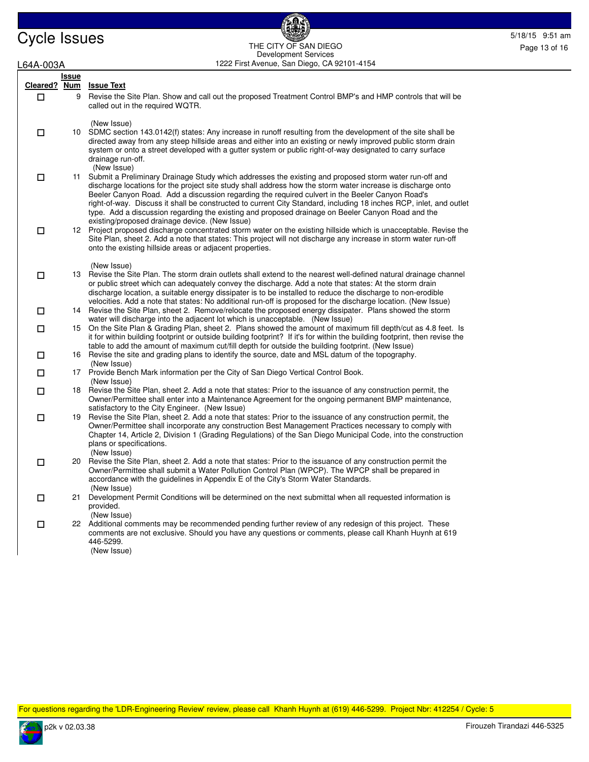| Cleared? | Issue Num | Issue Text |
|---|---|---|
| ☐ | 9 | Revise the Site Plan. Show and call out the proposed Treatment Control BMP's and HMP controls that will be called out in the required WQTR. (New Issue) |
| ☐ | 10 | SDMC section 143.0142(f) states: Any increase in runoff resulting from the development of the site shall be directed away from any steep hillside areas and either into an existing or newly improved public storm drain system or onto a street developed with a gutter system or public right-of-way designated to carry surface drainage run-off. (New Issue) |
| ☐ | 11 | Submit a Preliminary Drainage Study which addresses the existing and proposed storm water run-off and discharge locations for the project site study shall address how the storm water increase is discharge onto Beeler Canyon Road. Add a discussion regarding the required culvert in the Beeler Canyon Road's right-of-way. Discuss it shall be constructed to current City Standard, including 18 inches RCP, inlet, and outlet type. Add a discussion regarding the existing and proposed drainage on Beeler Canyon Road and the existing/proposed drainage device. (New Issue) |
| ☐ | 12 | Project proposed discharge concentrated storm water on the existing hillside which is unacceptable. Revise the Site Plan, sheet 2. Add a note that states: This project will not discharge any increase in storm water run-off onto the existing hillside areas or adjacent properties. (New Issue) |
| ☐ | 13 | Revise the Site Plan. The storm drain outlets shall extend to the nearest well-defined natural drainage channel or public street which can adequately convey the discharge. Add a note that states: At the storm drain discharge location, a suitable energy dissipater is to be installed to reduce the discharge to non-erodible velocities. Add a note that states: No additional run-off is proposed for the discharge location. (New Issue) |
| ☐ | 14 | Revise the Site Plan, sheet 2. Remove/relocate the proposed energy dissipater. Plans showed the storm water will discharge into the adjacent lot which is unacceptable. (New Issue) |
| ☐ | 15 | On the Site Plan & Grading Plan, sheet 2. Plans showed the amount of maximum fill depth/cut as 4.8 feet. Is it for within building footprint or outside building footprint? If it's for within the building footprint, then revise the table to add the amount of maximum cut/fill depth for outside the building footprint. (New Issue) |
| ☐ | 16 | Revise the site and grading plans to identify the source, date and MSL datum of the topography. (New Issue) |
| ☐ | 17 | Provide Bench Mark information per the City of San Diego Vertical Control Book. (New Issue) |
| ☐ | 18 | Revise the Site Plan, sheet 2. Add a note that states: Prior to the issuance of any construction permit, the Owner/Permittee shall enter into a Maintenance Agreement for the ongoing permanent BMP maintenance, satisfactory to the City Engineer. (New Issue) |
| ☐ | 19 | Revise the Site Plan, sheet 2. Add a note that states: Prior to the issuance of any construction permit, the Owner/Permittee shall incorporate any construction Best Management Practices necessary to comply with Chapter 14, Article 2, Division 1 (Grading Regulations) of the San Diego Municipal Code, into the construction plans or specifications. (New Issue) |
| ☐ | 20 | Revise the Site Plan, sheet 2. Add a note that states: Prior to the issuance of any construction permit the Owner/Permittee shall submit a Water Pollution Control Plan (WPCP). The WPCP shall be prepared in accordance with the guidelines in Appendix E of the City's Storm Water Standards. (New Issue) |
| ☐ | 21 | Development Permit Conditions will be determined on the next submittal when all requested information is provided. (New Issue) |
| ☐ | 22 | Additional comments may be recommended pending further review of any redesign of this project. These comments are not exclusive. Should you have any questions or comments, please call Khanh Huynh at 619 446-5299. (New Issue) |

For questions regarding the 'LDR-Engineering Review' review, please call Khanh Huynh at (619) 446-5299. Project Nbr: 412254 / Cycle: 5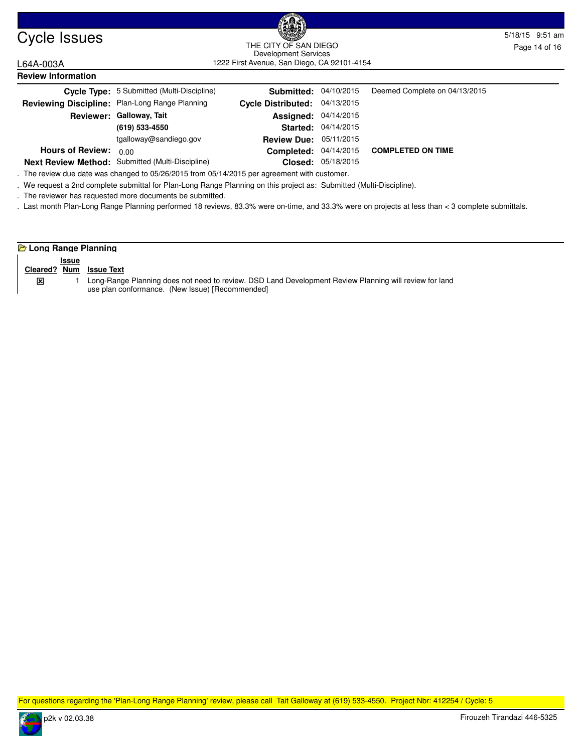# Cycle Issues

THE CITY OF SAN DIEGO
Development Services
1222 First Avenue, San Diego, CA 92101-4154

L64A-003A

5/18/15 9:51 am

## Review Information

| | | | | |
|---|---|---|---|---|
| **Cycle Type:** | 5 Submitted (Multi-Discipline) | **Submitted:** | 04/10/2015 | Deemed Complete on 04/13/2015 |
| **Reviewing Discipline:** | Plan-Long Range Planning | **Cycle Distributed:** | 04/13/2015 | |
| **Reviewer:** | **Galloway, Tait** | **Assigned:** | 04/14/2015 | |
| | **(619) 533-4550** | **Started:** | 04/14/2015 | |
| | tgalloway@sandiego.gov | **Review Due:** | 05/11/2015 | |
| **Hours of Review:** | 0.00 | **Completed:** | 04/14/2015 | **COMPLETED ON TIME** |
| **Next Review Method:** | Submitted (Multi-Discipline) | **Closed:** | 05/18/2015 | |

. The review due date was changed to 05/26/2015 from 05/14/2015 per agreement with customer.

. We request a 2nd complete submittal for Plan-Long Range Planning on this project as: Submitted (Multi-Discipline).

. The reviewer has requested more documents be submitted.

. Last month Plan-Long Range Planning performed 18 reviews, 83.3% were on-time, and 33.3% were on projects at less than < 3 complete submittals.

### Long Range Planning

| Cleared? | Issue Num | Issue Text |
|---|---|---|
| ☒ | 1 | Long-Range Planning does not need to review. DSD Land Development Review Planning will review for land use plan conformance. (New Issue) [Recommended] |

For questions regarding the 'Plan-Long Range Planning' review, please call Tait Galloway at (619) 533-4550. Project Nbr: 412254 / Cycle: 5

p2k v 02.03.38

Firouzeh Tirandazi 446-5325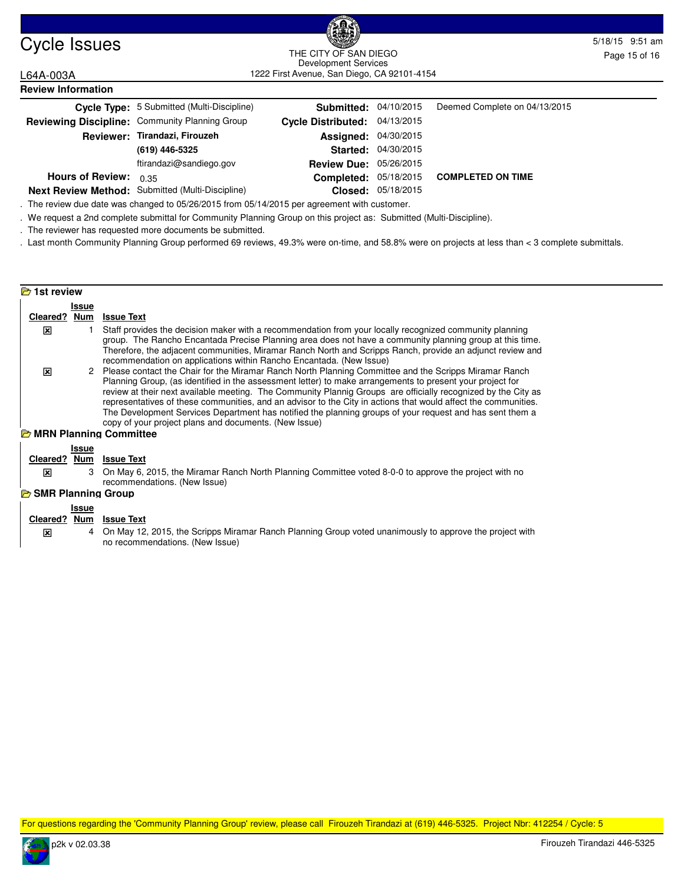# Cycle Issues

THE CITY OF SAN DIEGO
Development Services
1222 First Avenue, San Diego, CA 92101-4154

L64A-003A

## Review Information

| | | | | |
|---|---|---|---|---|
| **Cycle Type:** | 5 Submitted (Multi-Discipline) | **Submitted:** | 04/10/2015 | Deemed Complete on 04/13/2015 |
| **Reviewing Discipline:** | Community Planning Group | **Cycle Distributed:** | 04/13/2015 | |
| **Reviewer:** | **Tirandazi, Firouzeh** | **Assigned:** | 04/30/2015 | |
| | **(619) 446-5325** | **Started:** | 04/30/2015 | |
| | ftirandazi@sandiego.gov | **Review Due:** | 05/26/2015 | |
| **Hours of Review:** | 0.35 | **Completed:** | 05/18/2015 | **COMPLETED ON TIME** |
| **Next Review Method:** | Submitted (Multi-Discipline) | **Closed:** | 05/18/2015 | |

. The review due date was changed to 05/26/2015 from 05/14/2015 per agreement with customer.

. We request a 2nd complete submittal for Community Planning Group on this project as: Submitted (Multi-Discipline).

. The reviewer has requested more documents be submitted.

. Last month Community Planning Group performed 69 reviews, 49.3% were on-time, and 58.8% were on projects at less than < 3 complete submittals.

### 1st review

| Cleared? | Issue Num | Issue Text |
|---|---|---|
| ☒ | 1 | Staff provides the decision maker with a recommendation from your locally recognized community planning group. The Rancho Encantada Precise Planning area does not have a community planning group at this time. Therefore, the adjacent communities, Miramar Ranch North and Scripps Ranch, provide an adjunct review and recommendation on applications within Rancho Encantada. (New Issue) |
| ☒ | 2 | Please contact the Chair for the Miramar Ranch North Planning Committee and the Scripps Miramar Ranch Planning Group, (as identified in the assessment letter) to make arrangements to present your project for review at their next available meeting. The Community Plannig Groups are officially recognized by the City as representatives of these communities, and an advisor to the City in actions that would affect the communities. The Development Services Department has notified the planning groups of your request and has sent them a copy of your project plans and documents. (New Issue) |

### MRN Planning Committee

| Cleared? | Issue Num | Issue Text |
|---|---|---|
| ☒ | 3 | On May 6, 2015, the Miramar Ranch North Planning Committee voted 8-0-0 to approve the project with no recommendations. (New Issue) |

### SMR Planning Group

| Cleared? | Issue Num | Issue Text |
|---|---|---|
| ☒ | 4 | On May 12, 2015, the Scripps Miramar Ranch Planning Group voted unanimously to approve the project with no recommendations. (New Issue) |

For questions regarding the 'Community Planning Group' review, please call Firouzeh Tirandazi at (619) 446-5325. Project Nbr: 412254 / Cycle: 5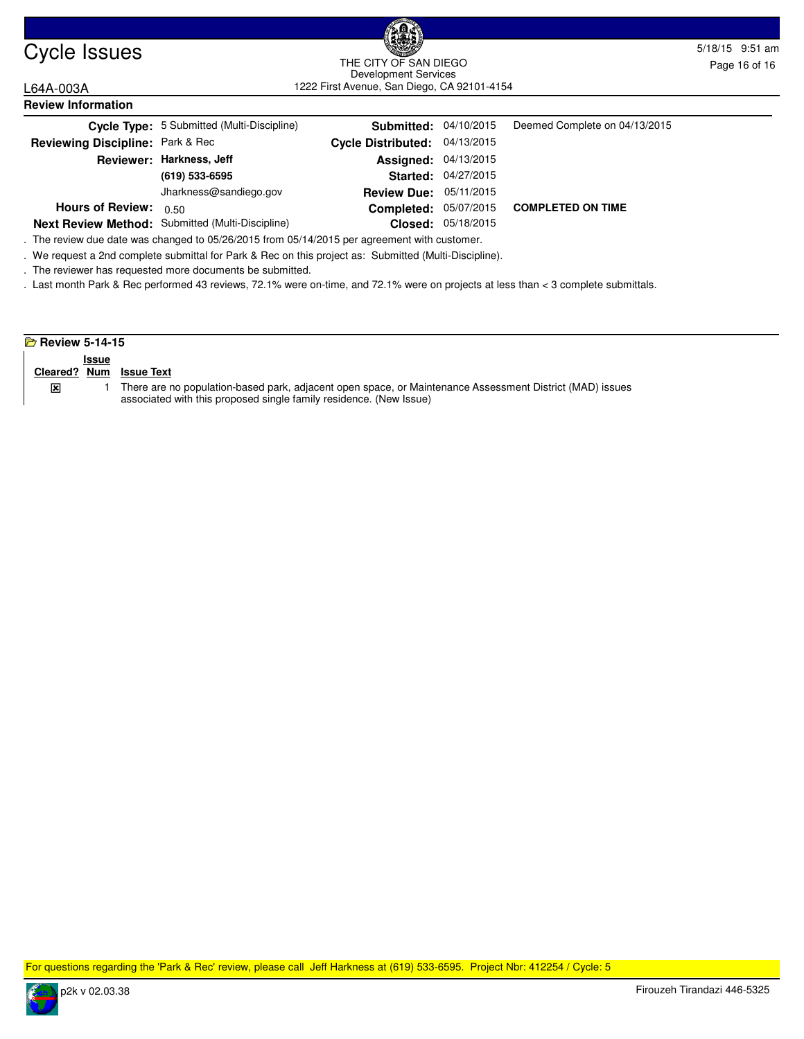# Cycle Issues

THE CITY OF SAN DIEGO
Development Services
1222 First Avenue, San Diego, CA 92101-4154

L64A-003A

## Review Information

| | | | | |
|---|---|---|---|---|
| **Cycle Type:** | 5 Submitted (Multi-Discipline) | **Submitted:** | 04/10/2015 | Deemed Complete on 04/13/2015 |
| **Reviewing Discipline:** | Park & Rec | **Cycle Distributed:** | 04/13/2015 | |
| **Reviewer:** | **Harkness, Jeff** | **Assigned:** | 04/13/2015 | |
| | **(619) 533-6595** | **Started:** | 04/27/2015 | |
| | Jharkness@sandiego.gov | **Review Due:** | 05/11/2015 | |
| **Hours of Review:** | 0.50 | **Completed:** | 05/07/2015 | **COMPLETED ON TIME** |
| **Next Review Method:** | Submitted (Multi-Discipline) | **Closed:** | 05/18/2015 | |

. The review due date was changed to 05/26/2015 from 05/14/2015 per agreement with customer.

. We request a 2nd complete submittal for Park & Rec on this project as: Submitted (Multi-Discipline).

. The reviewer has requested more documents be submitted.

. Last month Park & Rec performed 43 reviews, 72.1% were on-time, and 72.1% were on projects at less than < 3 complete submittals.

### Review 5-14-15

| Cleared? | Issue Num | Issue Text |
|---|---|---|
| ☒ | 1 | There are no population-based park, adjacent open space, or Maintenance Assessment District (MAD) issues associated with this proposed single family residence. (New Issue) |

For questions regarding the 'Park & Rec' review, please call Jeff Harkness at (619) 533-6595. Project Nbr: 412254 / Cycle: 5

p2k v 02.03.38 Firouzeh Tirandazi 446-5325